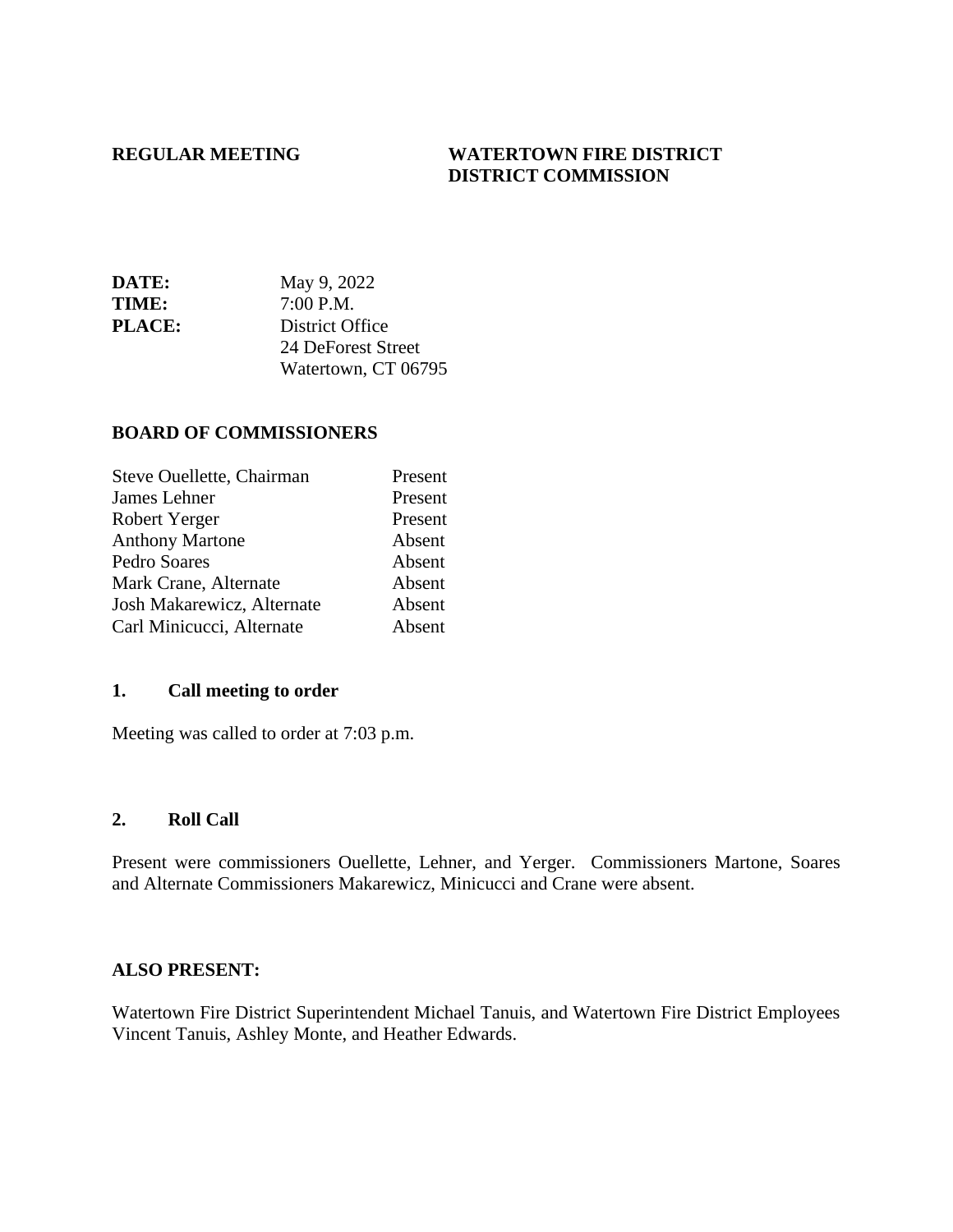**REGULAR MEETING**

**WATERTOWN FIRE DISTRICT**
**DISTRICT COMMISSION**

**DATE:** May 9, 2022
**TIME:** 7:00 P.M.
**PLACE:** District Office
24 DeForest Street
Watertown, CT 06795

**BOARD OF COMMISSIONERS**

| | |
|---|---|
| Steve Ouellette, Chairman | Present |
| James Lehner | Present |
| Robert Yerger | Present |
| Anthony Martone | Absent |
| Pedro Soares | Absent |
| Mark Crane, Alternate | Absent |
| Josh Makarewicz, Alternate | Absent |
| Carl Minicucci, Alternate | Absent |

## 1. Call meeting to order

Meeting was called to order at 7:03 p.m.

## 2. Roll Call

Present were commissioners Ouellette, Lehner, and Yerger. Commissioners Martone, Soares and Alternate Commissioners Makarewicz, Minicucci and Crane were absent.

**ALSO PRESENT:**

Watertown Fire District Superintendent Michael Tanuis, and Watertown Fire District Employees Vincent Tanuis, Ashley Monte, and Heather Edwards.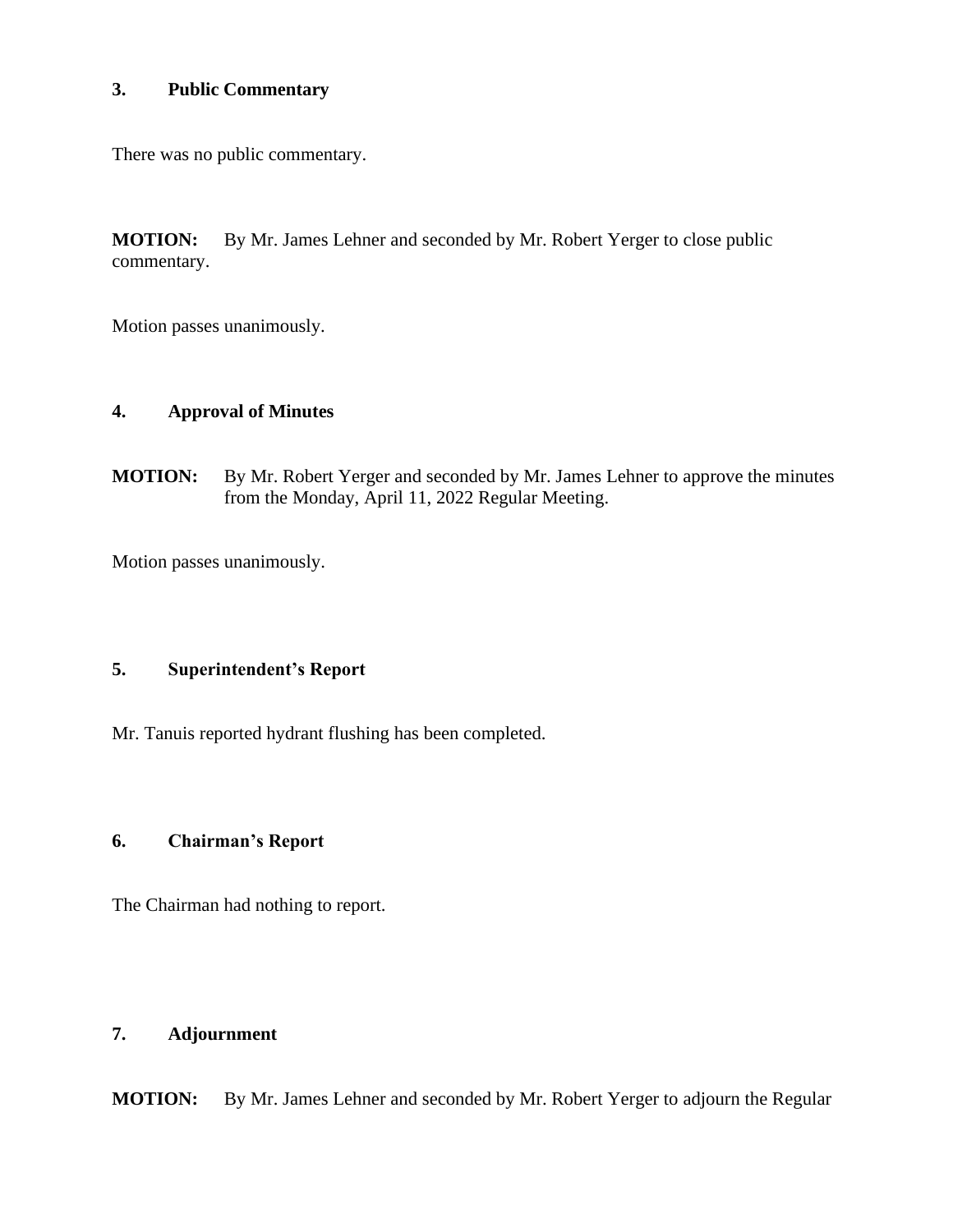## 3. Public Commentary

There was no public commentary.

**MOTION:** By Mr. James Lehner and seconded by Mr. Robert Yerger to close public commentary.

Motion passes unanimously.

## 4. Approval of Minutes

**MOTION:** By Mr. Robert Yerger and seconded by Mr. James Lehner to approve the minutes from the Monday, April 11, 2022 Regular Meeting.

Motion passes unanimously.

## 5. Superintendent's Report

Mr. Tanuis reported hydrant flushing has been completed.

## 6. Chairman's Report

The Chairman had nothing to report.

## 7. Adjournment

**MOTION:** By Mr. James Lehner and seconded by Mr. Robert Yerger to adjourn the Regular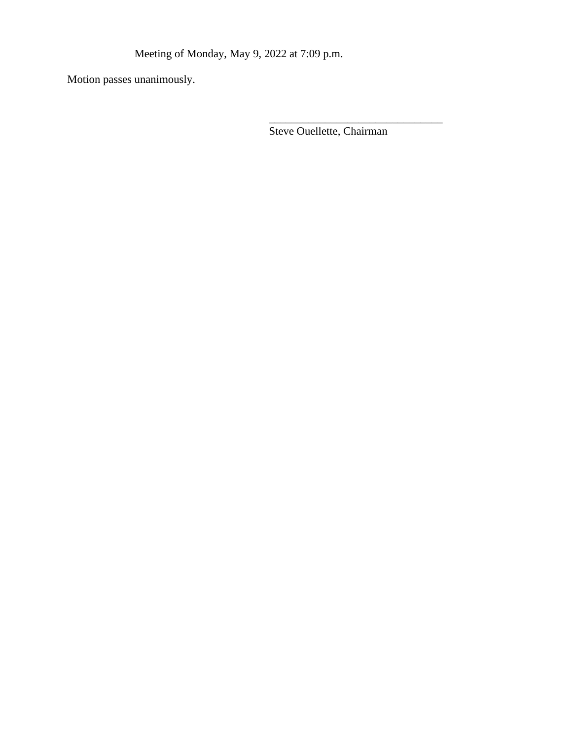Meeting of Monday, May 9, 2022 at 7:09 p.m.

Motion passes unanimously.

\_\_\_\_\_\_\_\_\_\_\_\_\_\_\_\_\_\_\_\_\_\_\_\_\_\_\_\_\_\_\_\_

Steve Ouellette, Chairman